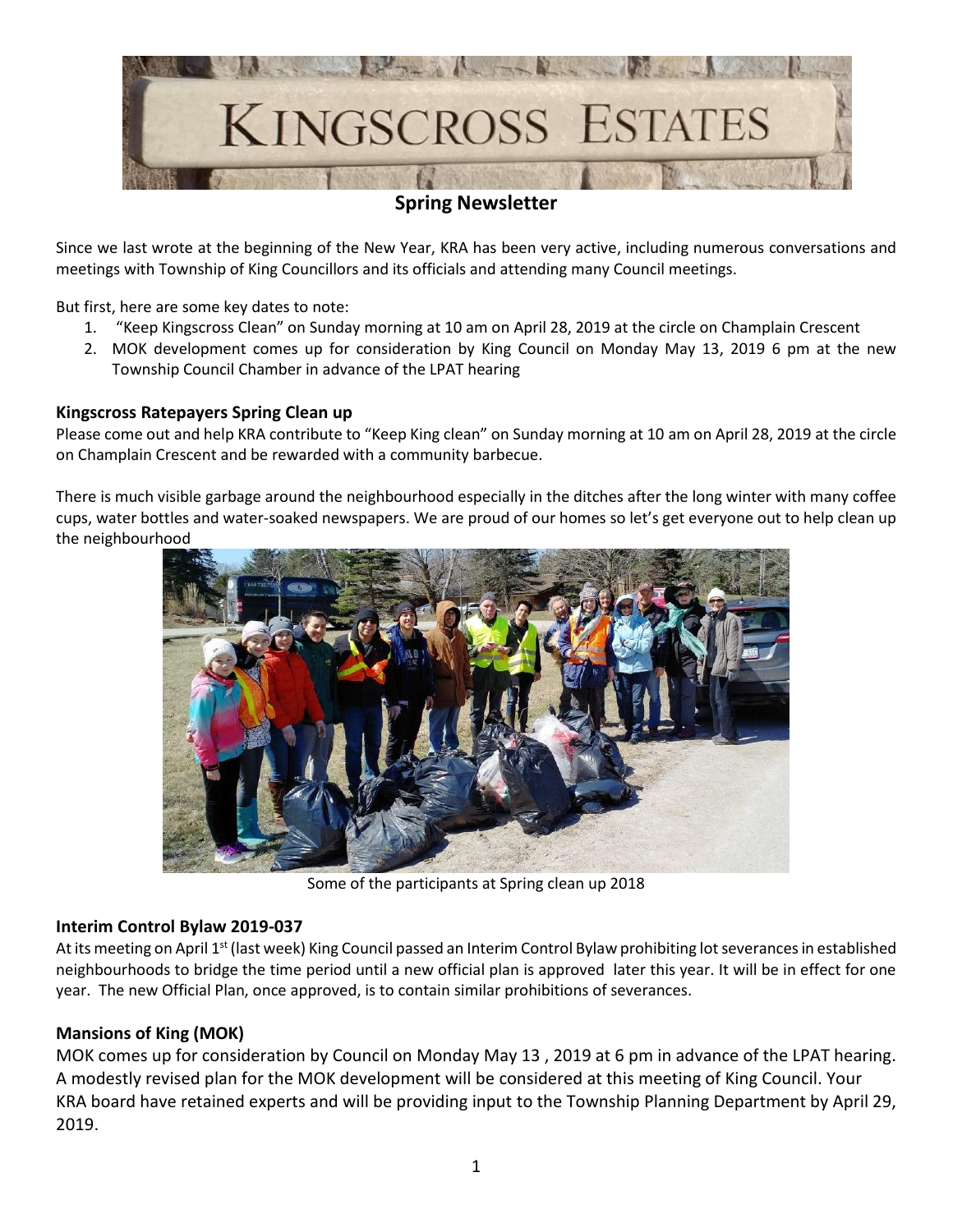# KINGSCROSS ESTATES

## Spring Newsletter

Since we last wrote at the beginning of the New Year, KRA has been very active, including numerous conversations and meetings with Township of King Councillors and its officials and attending many Council meetings.

But first, here are some key dates to note:

1. "Keep Kingscross Clean" on Sunday morning at 10 am on April 28, 2019 at the circle on Champlain Crescent
2. MOK development comes up for consideration by King Council on Monday May 13, 2019 6 pm at the new Township Council Chamber in advance of the LPAT hearing

### Kingscross Ratepayers Spring Clean up

Please come out and help KRA contribute to "Keep King clean" on Sunday morning at 10 am on April 28, 2019 at the circle on Champlain Crescent and be rewarded with a community barbecue.

There is much visible garbage around the neighbourhood especially in the ditches after the long winter with many coffee cups, water bottles and water-soaked newspapers. We are proud of our homes so let's get everyone out to help clean up the neighbourhood

Some of the participants at Spring clean up 2018

### Interim Control Bylaw 2019-037

At its meeting on April 1st (last week) King Council passed an Interim Control Bylaw prohibiting lot severances in established neighbourhoods to bridge the time period until a new official plan is approved later this year. It will be in effect for one year. The new Official Plan, once approved, is to contain similar prohibitions of severances.

### Mansions of King (MOK)

MOK comes up for consideration by Council on Monday May 13 , 2019 at 6 pm in advance of the LPAT hearing. A modestly revised plan for the MOK development will be considered at this meeting of King Council. Your KRA board have retained experts and will be providing input to the Township Planning Department by April 29, 2019.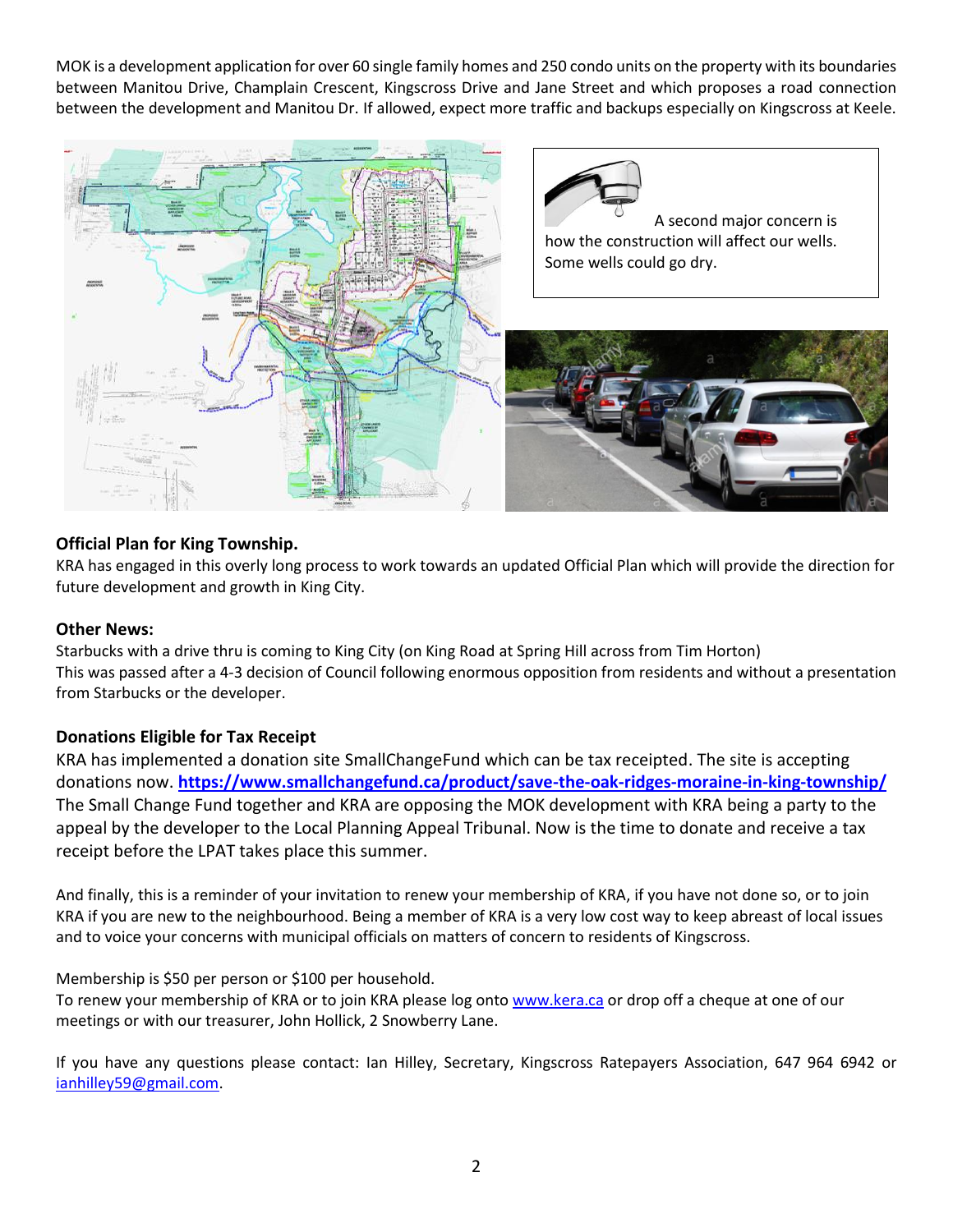MOK is a development application for over 60 single family homes and 250 condo units on the property with its boundaries between Manitou Drive, Champlain Crescent, Kingscross Drive and Jane Street and which proposes a road connection between the development and Manitou Dr. If allowed, expect more traffic and backups especially on Kingscross at Keele.

A second major concern is how the construction will affect our wells. Some wells could go dry.

### Official Plan for King Township.

KRA has engaged in this overly long process to work towards an updated Official Plan which will provide the direction for future development and growth in King City.

### Other News:

Starbucks with a drive thru is coming to King City (on King Road at Spring Hill across from Tim Horton)
This was passed after a 4-3 decision of Council following enormous opposition from residents and without a presentation from Starbucks or the developer.

### Donations Eligible for Tax Receipt

KRA has implemented a donation site SmallChangeFund which can be tax receipted. The site is accepting donations now. **https://www.smallchangefund.ca/product/save-the-oak-ridges-moraine-in-king-township/** The Small Change Fund together and KRA are opposing the MOK development with KRA being a party to the appeal by the developer to the Local Planning Appeal Tribunal. Now is the time to donate and receive a tax receipt before the LPAT takes place this summer.

And finally, this is a reminder of your invitation to renew your membership of KRA, if you have not done so, or to join KRA if you are new to the neighbourhood. Being a member of KRA is a very low cost way to keep abreast of local issues and to voice your concerns with municipal officials on matters of concern to residents of Kingscross.

Membership is $50 per person or $100 per household.
To renew your membership of KRA or to join KRA please log onto www.kera.ca or drop off a cheque at one of our meetings or with our treasurer, John Hollick, 2 Snowberry Lane.

If you have any questions please contact: Ian Hilley, Secretary, Kingscross Ratepayers Association, 647 964 6942 or ianhilley59@gmail.com.